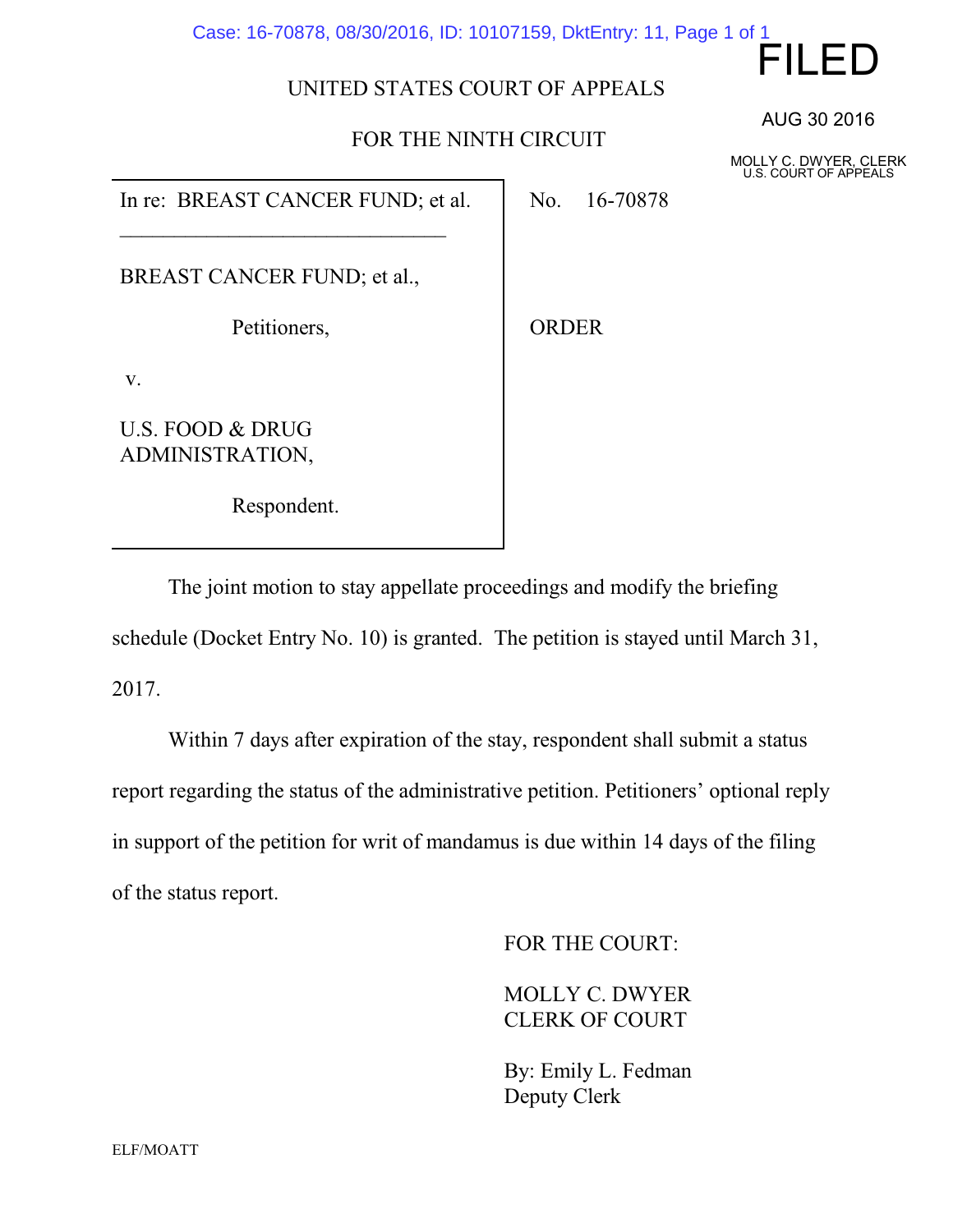FILED

AUG 30 2016

MOLLY C. DWYER, CLERK
U.S. COURT OF APPEALS

UNITED STATES COURT OF APPEALS

FOR THE NINTH CIRCUIT

| | |
|---|---|
| In re: BREAST CANCER FUND; et al.<br><br>BREAST CANCER FUND; et al.,<br><br>Petitioners,<br><br>v.<br><br>U.S. FOOD & DRUG ADMINISTRATION,<br><br>Respondent. | No. 16-70878<br><br>ORDER |

The joint motion to stay appellate proceedings and modify the briefing schedule (Docket Entry No. 10) is granted. The petition is stayed until March 31, 2017.

Within 7 days after expiration of the stay, respondent shall submit a status report regarding the status of the administrative petition. Petitioners' optional reply in support of the petition for writ of mandamus is due within 14 days of the filing of the status report.

FOR THE COURT:

MOLLY C. DWYER
CLERK OF COURT

By: Emily L. Fedman
Deputy Clerk

ELF/MOATT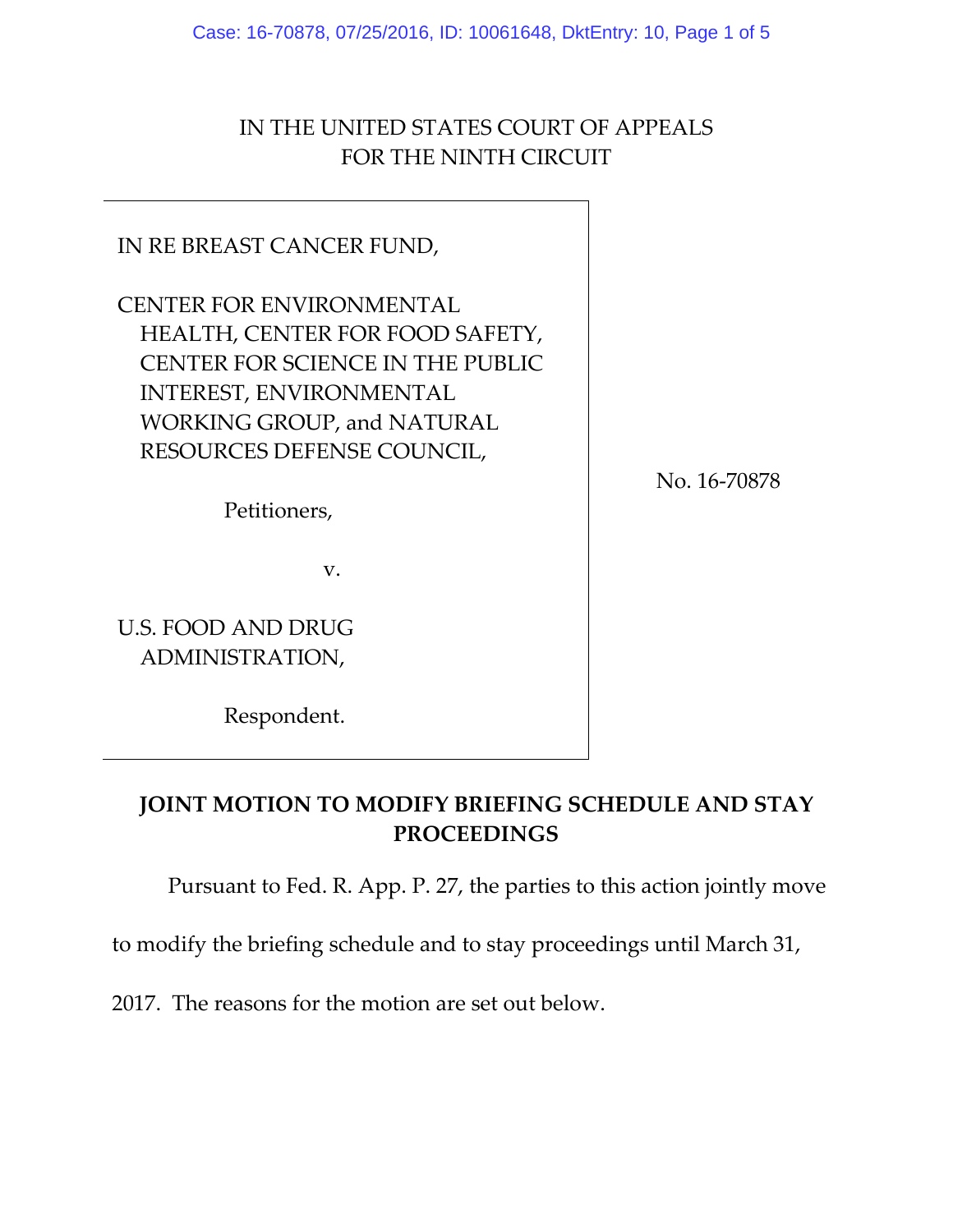IN THE UNITED STATES COURT OF APPEALS
FOR THE NINTH CIRCUIT

| | |
|---|---|
| IN RE BREAST CANCER FUND,<br><br>CENTER FOR ENVIRONMENTAL HEALTH, CENTER FOR FOOD SAFETY, CENTER FOR SCIENCE IN THE PUBLIC INTEREST, ENVIRONMENTAL WORKING GROUP, and NATURAL RESOURCES DEFENSE COUNCIL,<br><br>Petitioners,<br><br>v.<br><br>U.S. FOOD AND DRUG ADMINISTRATION,<br><br>Respondent. | No. 16-70878 |

**JOINT MOTION TO MODIFY BRIEFING SCHEDULE AND STAY PROCEEDINGS**

Pursuant to Fed. R. App. P. 27, the parties to this action jointly move to modify the briefing schedule and to stay proceedings until March 31, 2017. The reasons for the motion are set out below.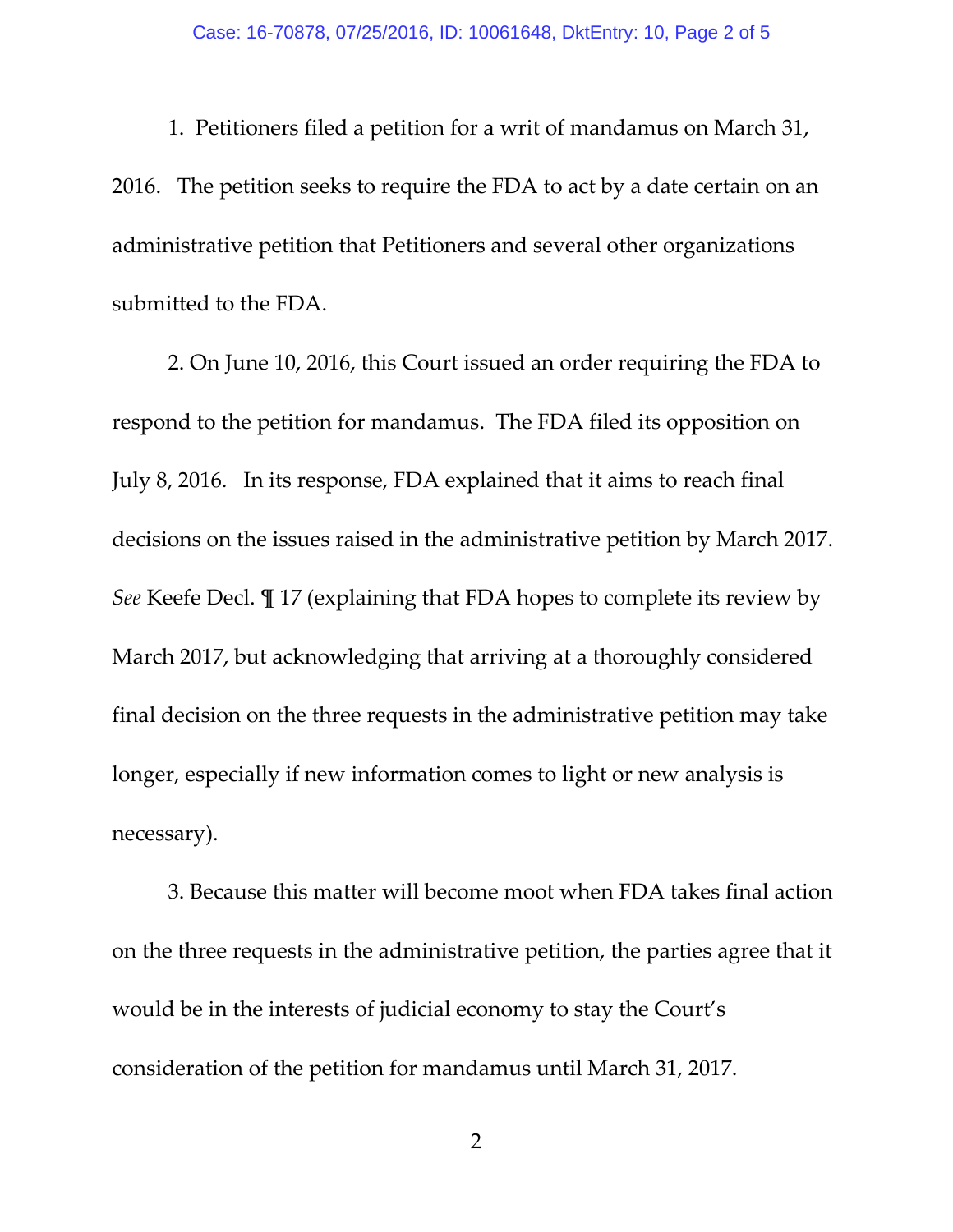1. Petitioners filed a petition for a writ of mandamus on March 31, 2016. The petition seeks to require the FDA to act by a date certain on an administrative petition that Petitioners and several other organizations submitted to the FDA.

2. On June 10, 2016, this Court issued an order requiring the FDA to respond to the petition for mandamus. The FDA filed its opposition on July 8, 2016. In its response, FDA explained that it aims to reach final decisions on the issues raised in the administrative petition by March 2017. *See* Keefe Decl. ¶ 17 (explaining that FDA hopes to complete its review by March 2017, but acknowledging that arriving at a thoroughly considered final decision on the three requests in the administrative petition may take longer, especially if new information comes to light or new analysis is necessary).

3. Because this matter will become moot when FDA takes final action on the three requests in the administrative petition, the parties agree that it would be in the interests of judicial economy to stay the Court's consideration of the petition for mandamus until March 31, 2017.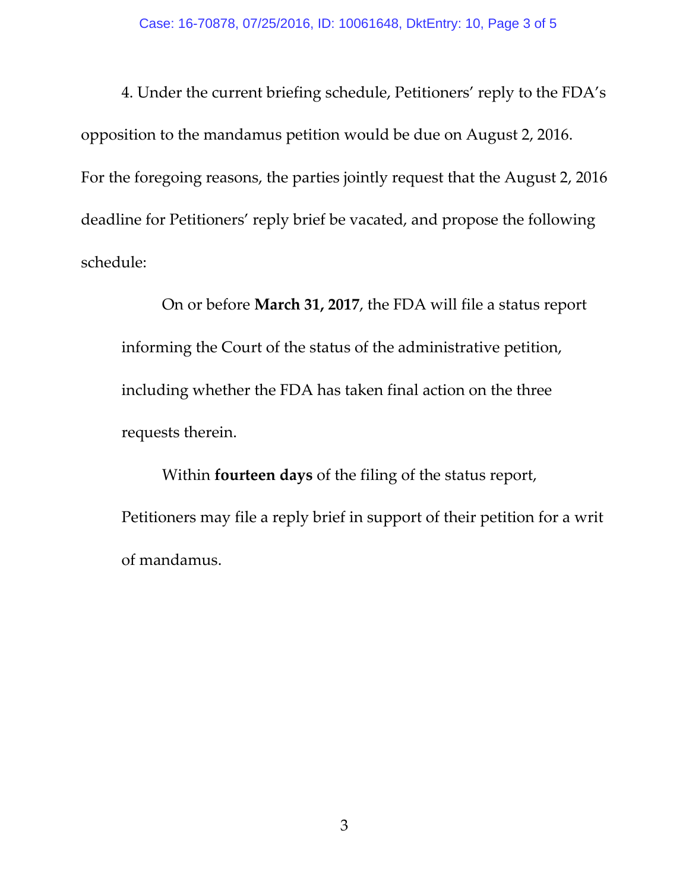4. Under the current briefing schedule, Petitioners' reply to the FDA's opposition to the mandamus petition would be due on August 2, 2016. For the foregoing reasons, the parties jointly request that the August 2, 2016 deadline for Petitioners' reply brief be vacated, and propose the following schedule:

> On or before **March 31, 2017**, the FDA will file a status report informing the Court of the status of the administrative petition, including whether the FDA has taken final action on the three requests therein.
>
> Within **fourteen days** of the filing of the status report, Petitioners may file a reply brief in support of their petition for a writ of mandamus.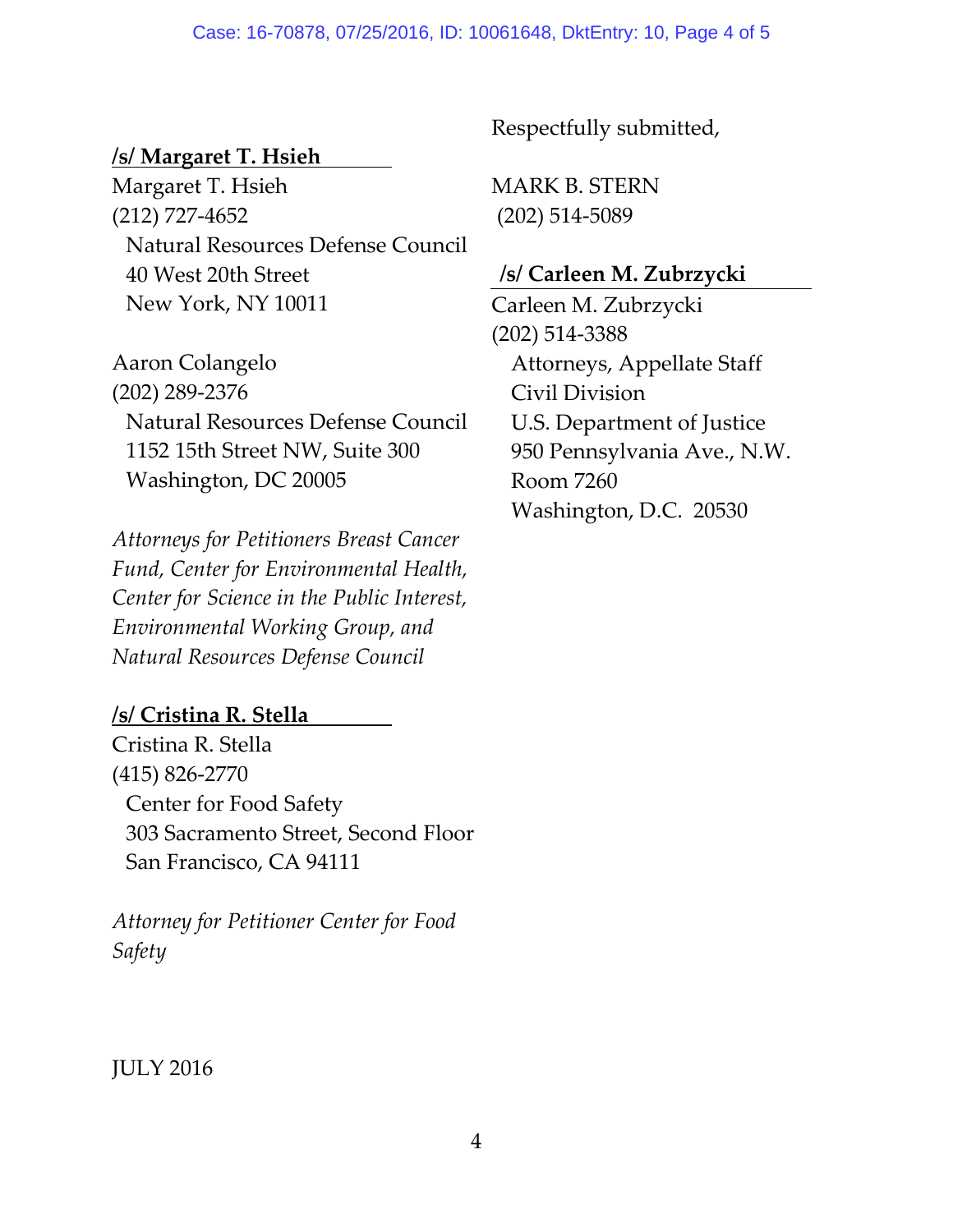/s/ **Margaret T. Hsieh**
Margaret T. Hsieh
(212) 727-4652
Natural Resources Defense Council
40 West 20th Street
New York, NY 10011

Aaron Colangelo
(202) 289-2376
Natural Resources Defense Council
1152 15th Street NW, Suite 300
Washington, DC 20005

*Attorneys for Petitioners Breast Cancer Fund, Center for Environmental Health, Center for Science in the Public Interest, Environmental Working Group, and Natural Resources Defense Council*

/s/ **Cristina R. Stella**
Cristina R. Stella
(415) 826-2770
Center for Food Safety
303 Sacramento Street, Second Floor
San Francisco, CA 94111

*Attorney for Petitioner Center for Food Safety*

Respectfully submitted,

MARK B. STERN
(202) 514-5089

/s/ **Carleen M. Zubrzycki**
Carleen M. Zubrzycki
(202) 514-3388
Attorneys, Appellate Staff
Civil Division
U.S. Department of Justice
950 Pennsylvania Ave., N.W.
Room 7260
Washington, D.C. 20530

JULY 2016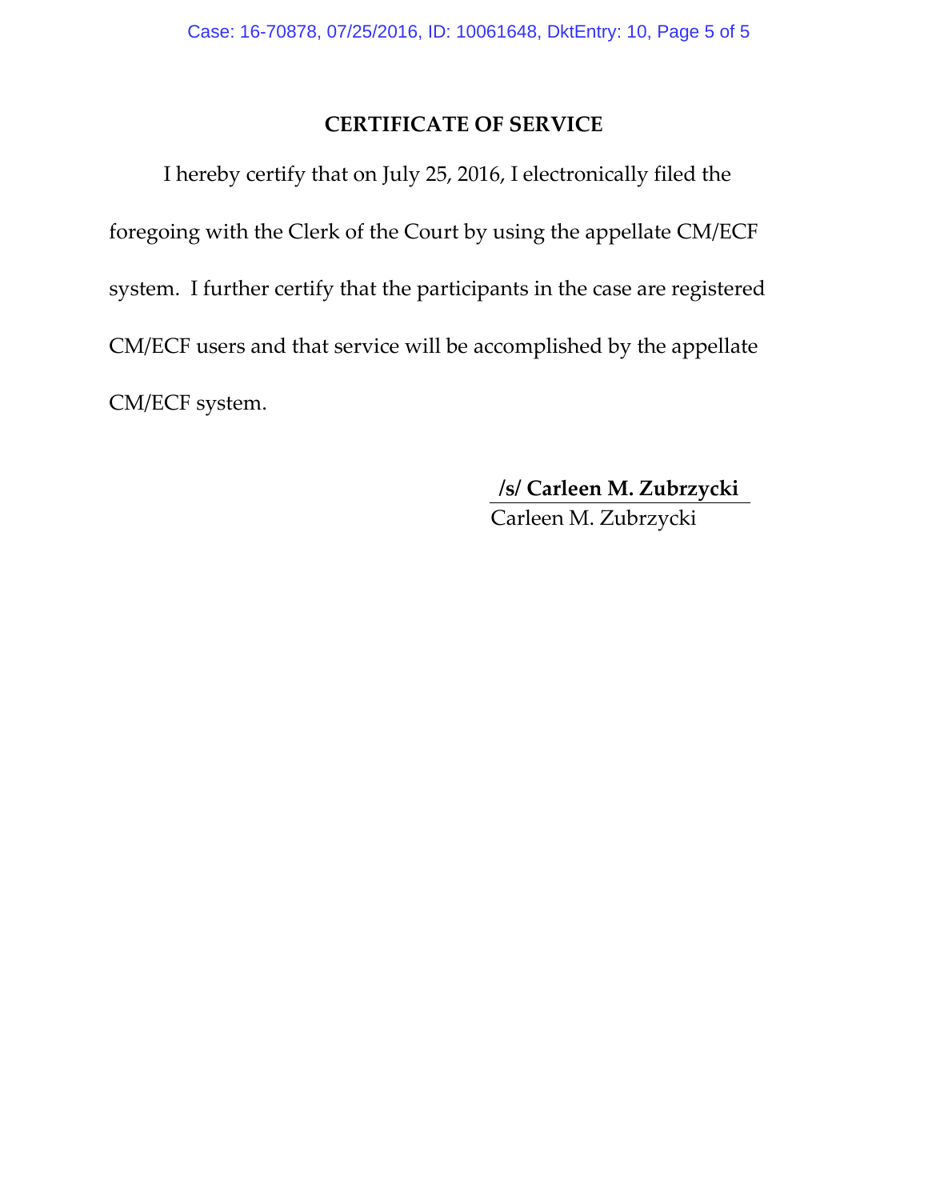## CERTIFICATE OF SERVICE

I hereby certify that on July 25, 2016, I electronically filed the foregoing with the Clerk of the Court by using the appellate CM/ECF system. I further certify that the participants in the case are registered CM/ECF users and that service will be accomplished by the appellate CM/ECF system.

**/s/ Carleen M. Zubrzycki**
Carleen M. Zubrzycki